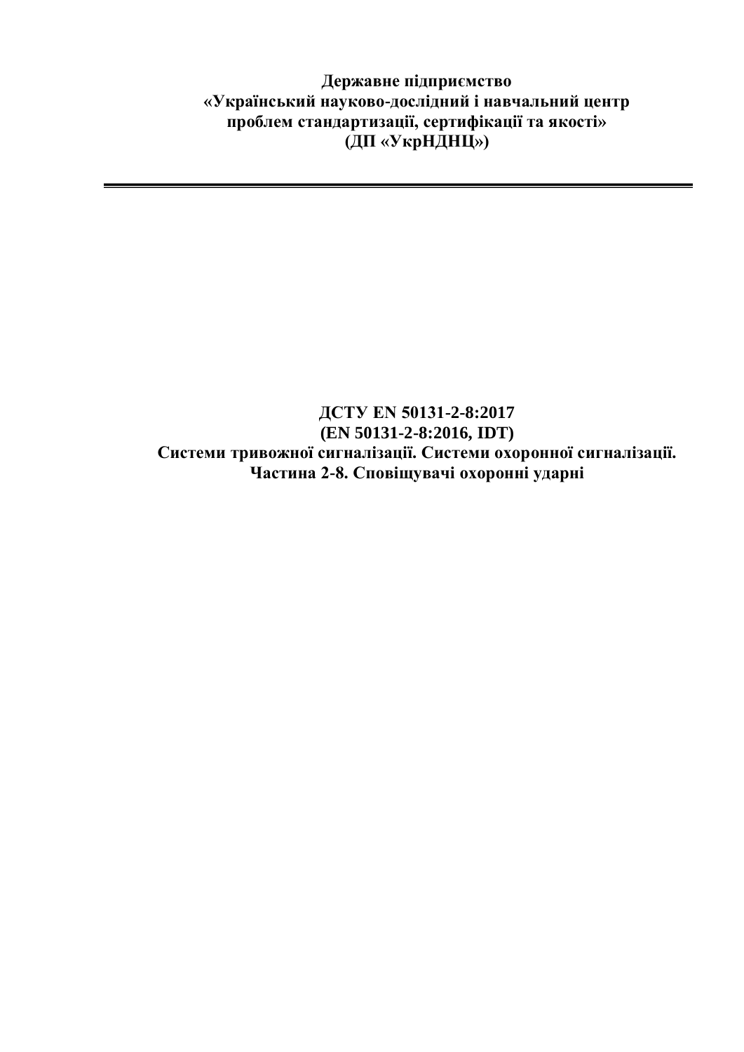**Державне підприємство**
**«Український науково-дослідний і навчальний центр**
**проблем стандартизації, сертифікації та якості»**
**(ДП «УкрНДНЦ»)**

---

# ДСТУ EN 50131-2-8:2017
# (EN 50131-2-8:2016, IDT)
# Системи тривожної сигналізації. Системи охоронної сигналізації. Частина 2-8. Сповіщувачі охоронні ударні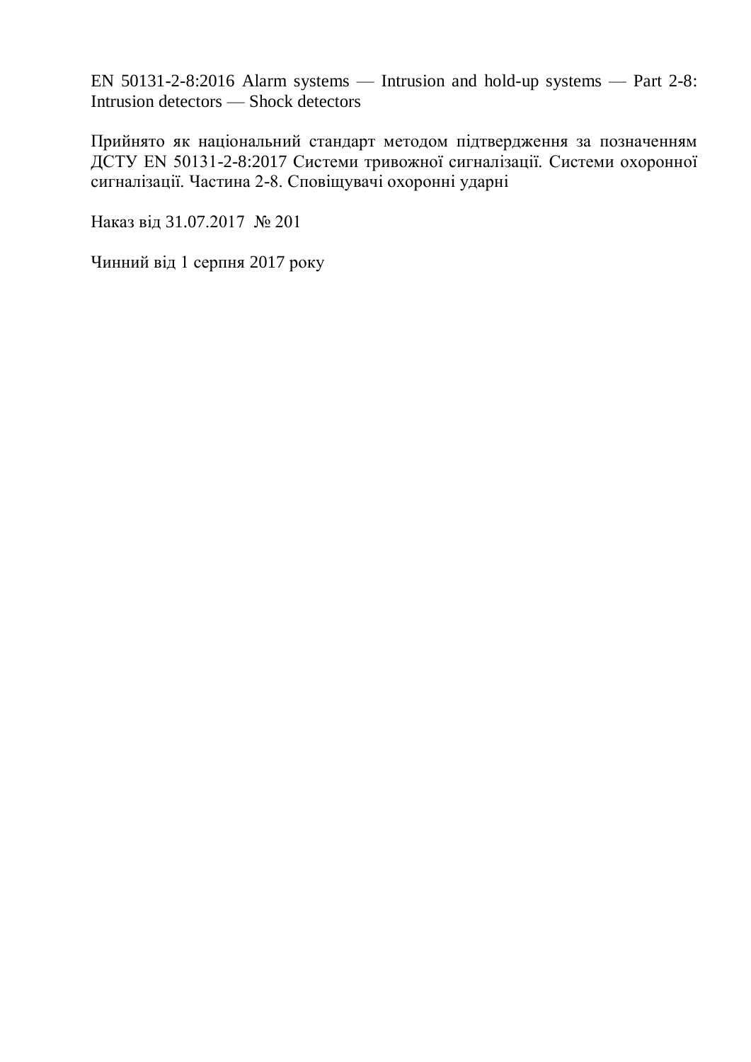EN 50131-2-8:2016 Alarm systems — Intrusion and hold-up systems — Part 2-8: Intrusion detectors — Shock detectors

Прийнято як національний стандарт методом підтвердження за позначенням ДСТУ EN 50131-2-8:2017 Системи тривожної сигналізації. Системи охоронної сигналізації. Частина 2-8. Сповіщувачі охоронні ударні

Наказ від 31.07.2017 № 201

Чинний від 1 серпня 2017 року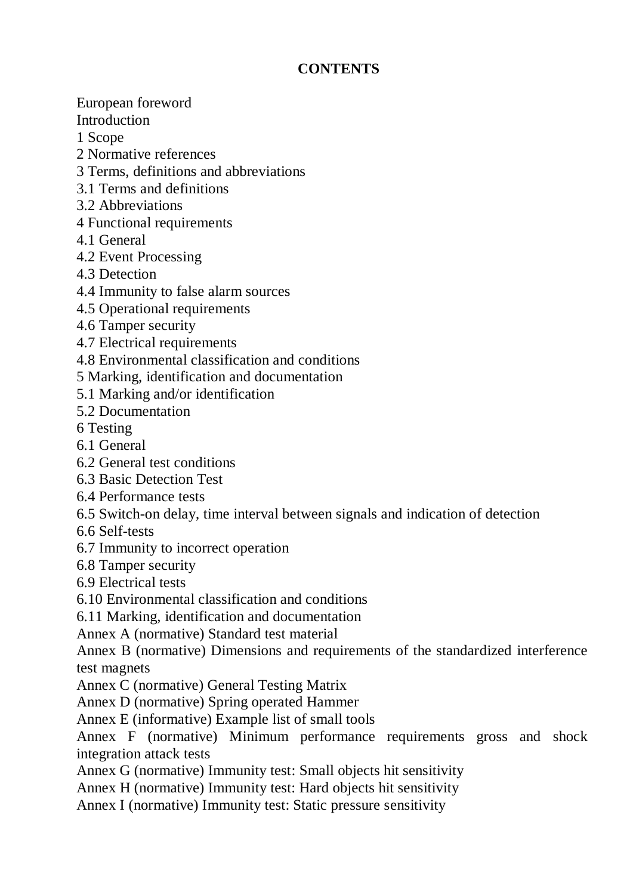**CONTENTS**

European foreword
Introduction
1 Scope
2 Normative references
3 Terms, definitions and abbreviations
3.1 Terms and definitions
3.2 Abbreviations
4 Functional requirements
4.1 General
4.2 Event Processing
4.3 Detection
4.4 Immunity to false alarm sources
4.5 Operational requirements
4.6 Tamper security
4.7 Electrical requirements
4.8 Environmental classification and conditions
5 Marking, identification and documentation
5.1 Marking and/or identification
5.2 Documentation
6 Testing
6.1 General
6.2 General test conditions
6.3 Basic Detection Test
6.4 Performance tests
6.5 Switch-on delay, time interval between signals and indication of detection
6.6 Self-tests
6.7 Immunity to incorrect operation
6.8 Tamper security
6.9 Electrical tests
6.10 Environmental classification and conditions
6.11 Marking, identification and documentation
Annex A (normative) Standard test material
Annex B (normative) Dimensions and requirements of the standardized interference test magnets
Annex C (normative) General Testing Matrix
Annex D (normative) Spring operated Hammer
Annex E (informative) Example list of small tools
Annex F (normative) Minimum performance requirements gross and shock integration attack tests
Annex G (normative) Immunity test: Small objects hit sensitivity
Annex H (normative) Immunity test: Hard objects hit sensitivity
Annex I (normative) Immunity test: Static pressure sensitivity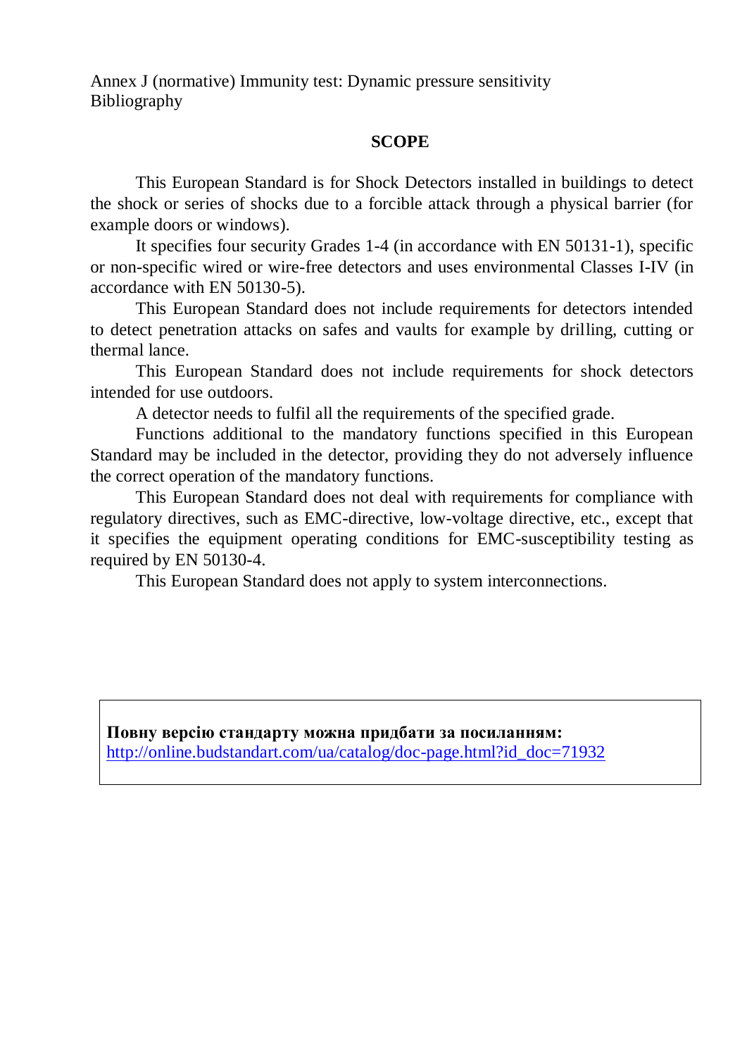Annex J (normative) Immunity test: Dynamic pressure sensitivity
Bibliography

## SCOPE

This European Standard is for Shock Detectors installed in buildings to detect the shock or series of shocks due to a forcible attack through a physical barrier (for example doors or windows).

It specifies four security Grades 1-4 (in accordance with EN 50131-1), specific or non-specific wired or wire-free detectors and uses environmental Classes I-IV (in accordance with EN 50130-5).

This European Standard does not include requirements for detectors intended to detect penetration attacks on safes and vaults for example by drilling, cutting or thermal lance.

This European Standard does not include requirements for shock detectors intended for use outdoors.

A detector needs to fulfil all the requirements of the specified grade.

Functions additional to the mandatory functions specified in this European Standard may be included in the detector, providing they do not adversely influence the correct operation of the mandatory functions.

This European Standard does not deal with requirements for compliance with regulatory directives, such as EMC-directive, low-voltage directive, etc., except that it specifies the equipment operating conditions for EMC-susceptibility testing as required by EN 50130-4.

This European Standard does not apply to system interconnections.

**Повну версію стандарту можна придбати за посиланням:**
http://online.budstandart.com/ua/catalog/doc-page.html?id_doc=71932